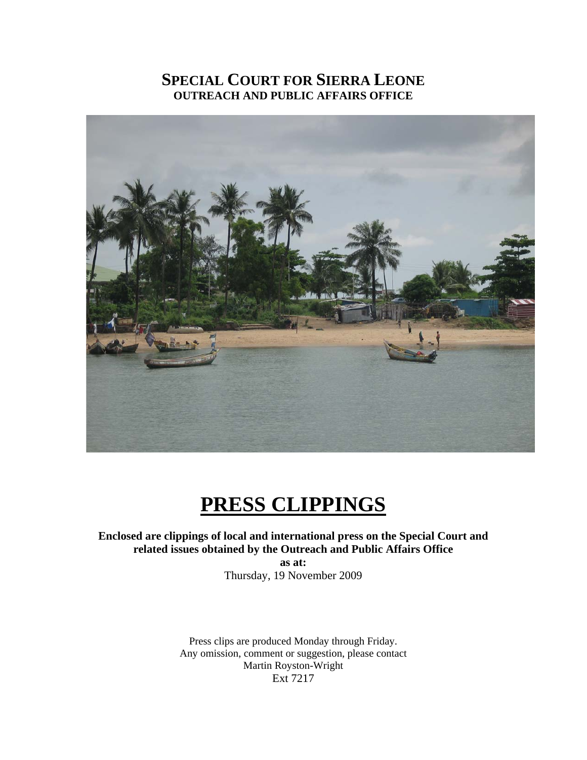# SPECIAL COURT FOR SIERRA LEONE

**OUTREACH AND PUBLIC AFFAIRS OFFICE**

# PRESS CLIPPINGS

**Enclosed are clippings of local and international press on the Special Court and related issues obtained by the Outreach and Public Affairs Office**

**as at:**

Thursday, 19 November 2009

Press clips are produced Monday through Friday.
Any omission, comment or suggestion, please contact
Martin Royston-Wright
Ext 7217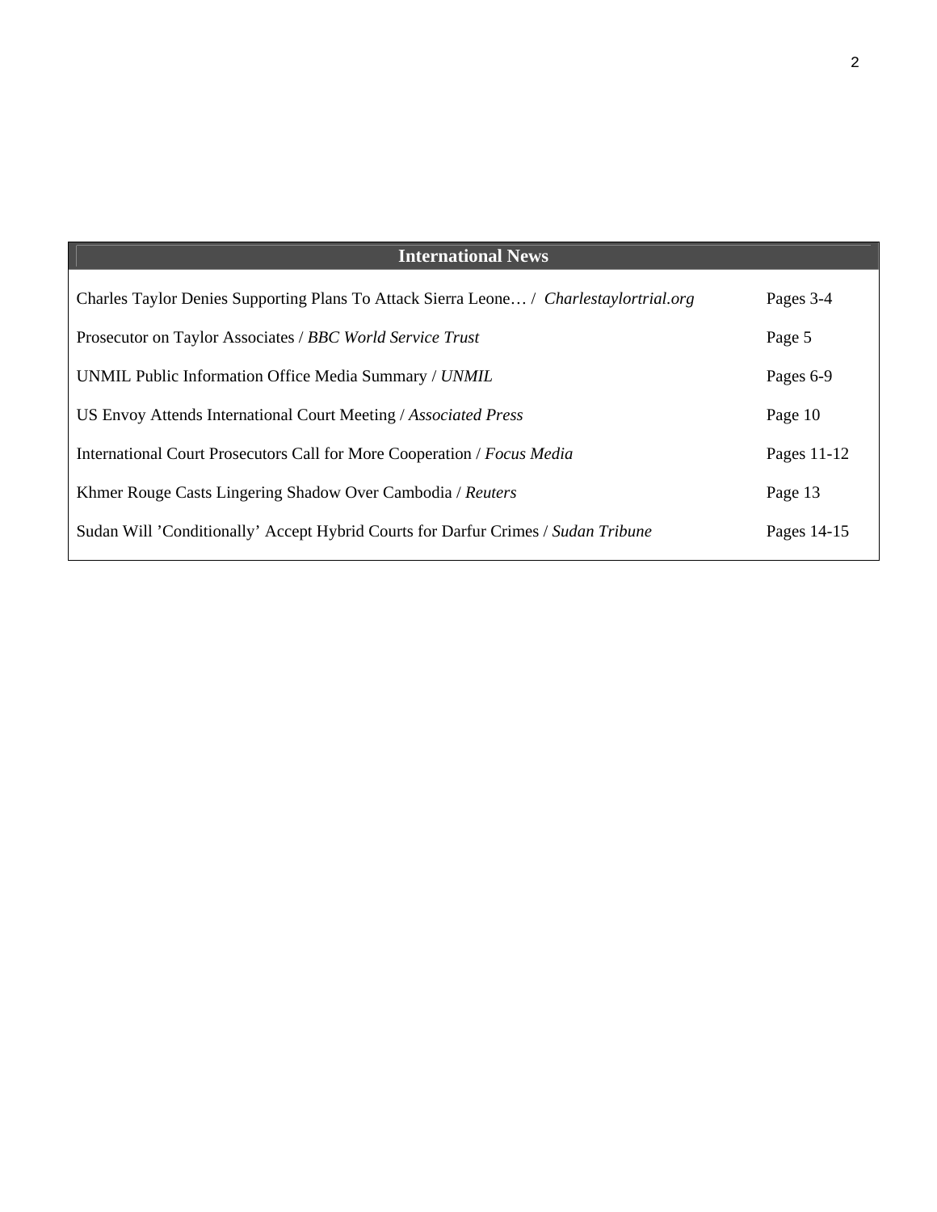| International News | |
|---|---|
| Charles Taylor Denies Supporting Plans To Attack Sierra Leone… / *Charlestaylortrial.org* | Pages 3-4 |
| Prosecutor on Taylor Associates / *BBC World Service Trust* | Page 5 |
| UNMIL Public Information Office Media Summary / *UNMIL* | Pages 6-9 |
| US Envoy Attends International Court Meeting / *Associated Press* | Page 10 |
| International Court Prosecutors Call for More Cooperation / *Focus Media* | Pages 11-12 |
| Khmer Rouge Casts Lingering Shadow Over Cambodia / *Reuters* | Page 13 |
| Sudan Will 'Conditionally' Accept Hybrid Courts for Darfur Crimes / *Sudan Tribune* | Pages 14-15 |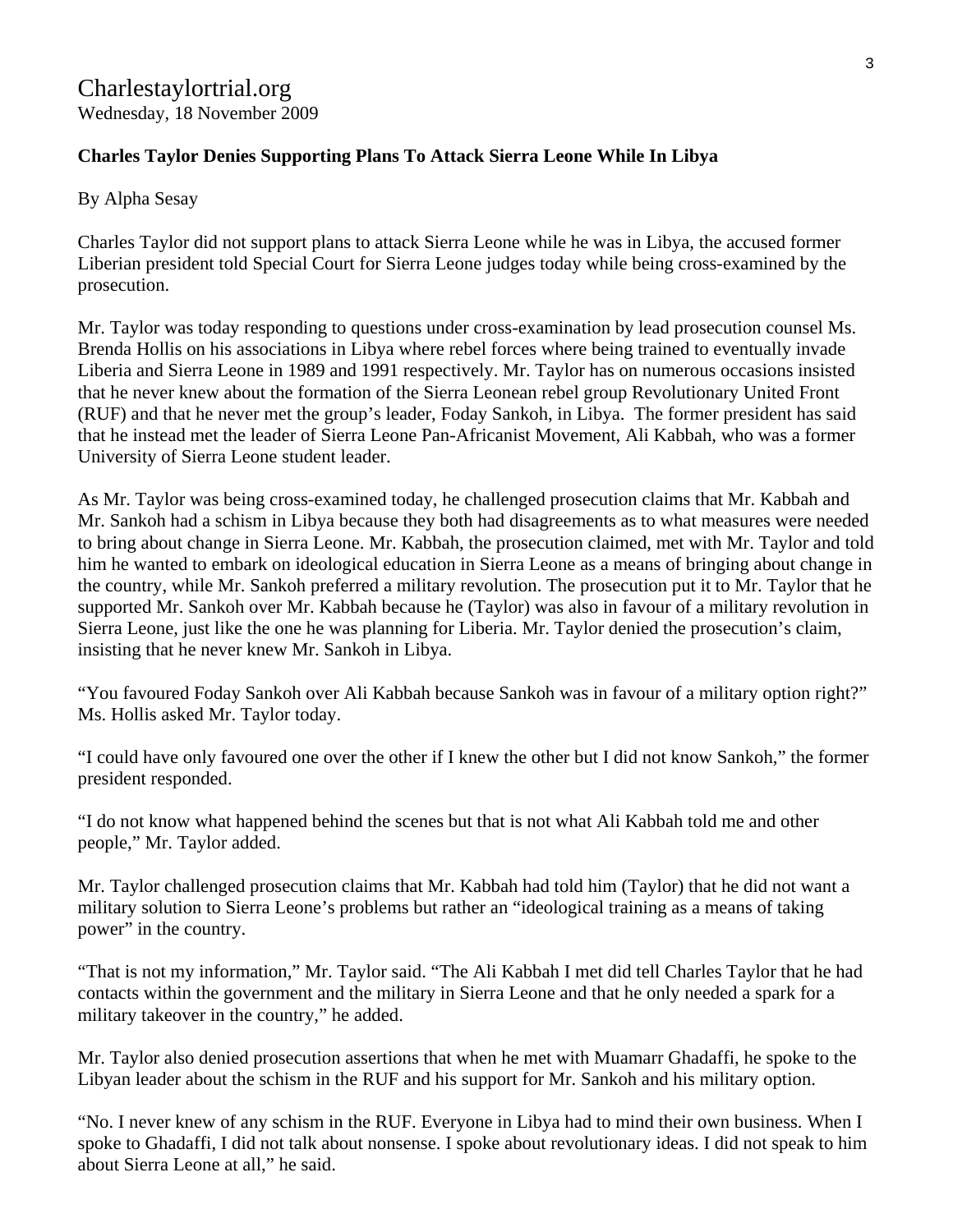Charlestaylortrial.org
Wednesday, 18 November 2009

**Charles Taylor Denies Supporting Plans To Attack Sierra Leone While In Libya**

By Alpha Sesay

Charles Taylor did not support plans to attack Sierra Leone while he was in Libya, the accused former Liberian president told Special Court for Sierra Leone judges today while being cross-examined by the prosecution.

Mr. Taylor was today responding to questions under cross-examination by lead prosecution counsel Ms. Brenda Hollis on his associations in Libya where rebel forces where being trained to eventually invade Liberia and Sierra Leone in 1989 and 1991 respectively. Mr. Taylor has on numerous occasions insisted that he never knew about the formation of the Sierra Leonean rebel group Revolutionary United Front (RUF) and that he never met the group's leader, Foday Sankoh, in Libya. The former president has said that he instead met the leader of Sierra Leone Pan-Africanist Movement, Ali Kabbah, who was a former University of Sierra Leone student leader.

As Mr. Taylor was being cross-examined today, he challenged prosecution claims that Mr. Kabbah and Mr. Sankoh had a schism in Libya because they both had disagreements as to what measures were needed to bring about change in Sierra Leone. Mr. Kabbah, the prosecution claimed, met with Mr. Taylor and told him he wanted to embark on ideological education in Sierra Leone as a means of bringing about change in the country, while Mr. Sankoh preferred a military revolution. The prosecution put it to Mr. Taylor that he supported Mr. Sankoh over Mr. Kabbah because he (Taylor) was also in favour of a military revolution in Sierra Leone, just like the one he was planning for Liberia. Mr. Taylor denied the prosecution's claim, insisting that he never knew Mr. Sankoh in Libya.

"You favoured Foday Sankoh over Ali Kabbah because Sankoh was in favour of a military option right?" Ms. Hollis asked Mr. Taylor today.

"I could have only favoured one over the other if I knew the other but I did not know Sankoh," the former president responded.

"I do not know what happened behind the scenes but that is not what Ali Kabbah told me and other people," Mr. Taylor added.

Mr. Taylor challenged prosecution claims that Mr. Kabbah had told him (Taylor) that he did not want a military solution to Sierra Leone's problems but rather an "ideological training as a means of taking power" in the country.

"That is not my information," Mr. Taylor said. "The Ali Kabbah I met did tell Charles Taylor that he had contacts within the government and the military in Sierra Leone and that he only needed a spark for a military takeover in the country," he added.

Mr. Taylor also denied prosecution assertions that when he met with Muamarr Ghadaffi, he spoke to the Libyan leader about the schism in the RUF and his support for Mr. Sankoh and his military option.

"No. I never knew of any schism in the RUF. Everyone in Libya had to mind their own business. When I spoke to Ghadaffi, I did not talk about nonsense. I spoke about revolutionary ideas. I did not speak to him about Sierra Leone at all," he said.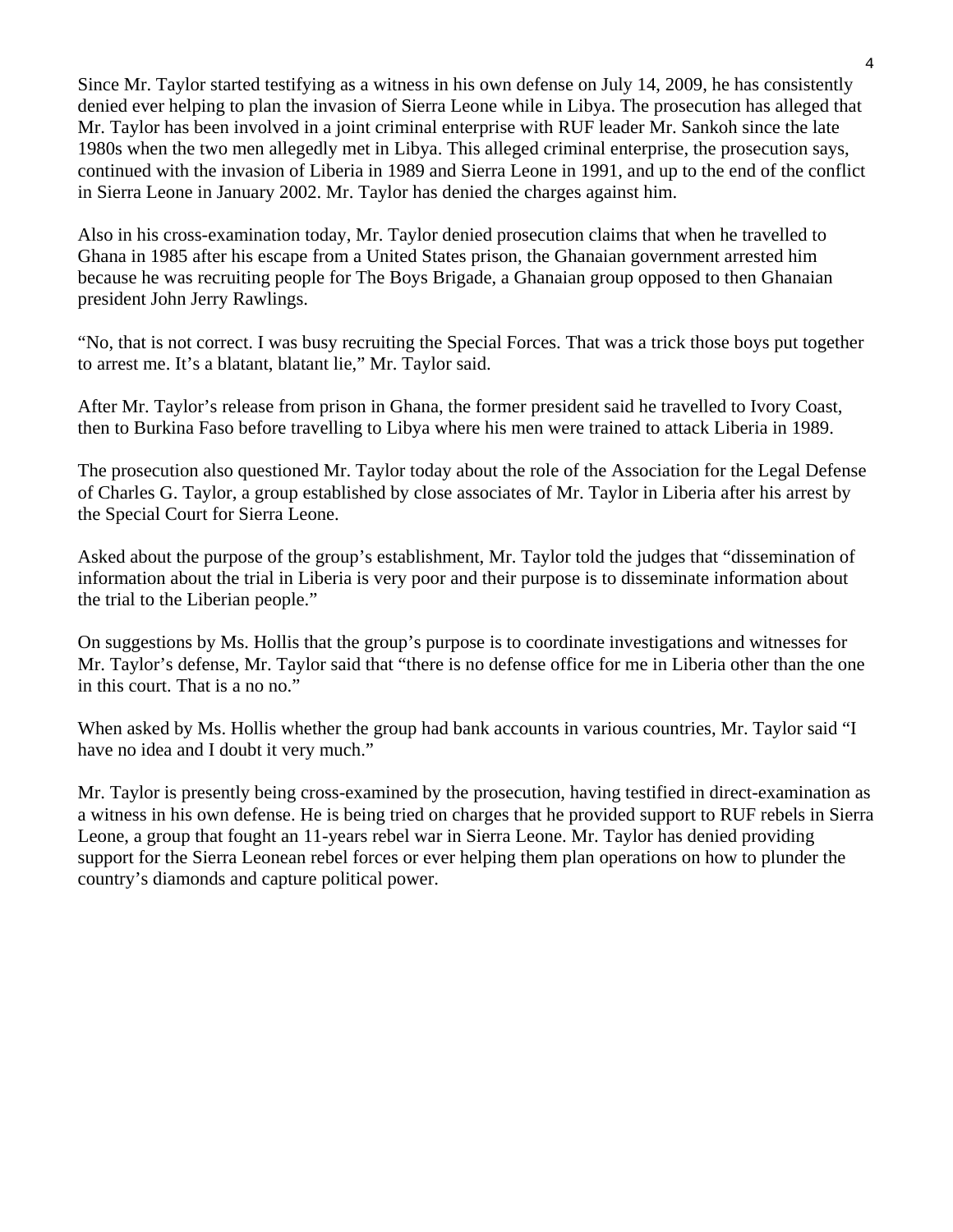Since Mr. Taylor started testifying as a witness in his own defense on July 14, 2009, he has consistently denied ever helping to plan the invasion of Sierra Leone while in Libya. The prosecution has alleged that Mr. Taylor has been involved in a joint criminal enterprise with RUF leader Mr. Sankoh since the late 1980s when the two men allegedly met in Libya. This alleged criminal enterprise, the prosecution says, continued with the invasion of Liberia in 1989 and Sierra Leone in 1991, and up to the end of the conflict in Sierra Leone in January 2002. Mr. Taylor has denied the charges against him.

Also in his cross-examination today, Mr. Taylor denied prosecution claims that when he travelled to Ghana in 1985 after his escape from a United States prison, the Ghanaian government arrested him because he was recruiting people for The Boys Brigade, a Ghanaian group opposed to then Ghanaian president John Jerry Rawlings.

"No, that is not correct. I was busy recruiting the Special Forces. That was a trick those boys put together to arrest me. It's a blatant, blatant lie," Mr. Taylor said.

After Mr. Taylor's release from prison in Ghana, the former president said he travelled to Ivory Coast, then to Burkina Faso before travelling to Libya where his men were trained to attack Liberia in 1989.

The prosecution also questioned Mr. Taylor today about the role of the Association for the Legal Defense of Charles G. Taylor, a group established by close associates of Mr. Taylor in Liberia after his arrest by the Special Court for Sierra Leone.

Asked about the purpose of the group's establishment, Mr. Taylor told the judges that "dissemination of information about the trial in Liberia is very poor and their purpose is to disseminate information about the trial to the Liberian people."

On suggestions by Ms. Hollis that the group's purpose is to coordinate investigations and witnesses for Mr. Taylor's defense, Mr. Taylor said that "there is no defense office for me in Liberia other than the one in this court. That is a no no."

When asked by Ms. Hollis whether the group had bank accounts in various countries, Mr. Taylor said "I have no idea and I doubt it very much."

Mr. Taylor is presently being cross-examined by the prosecution, having testified in direct-examination as a witness in his own defense. He is being tried on charges that he provided support to RUF rebels in Sierra Leone, a group that fought an 11-years rebel war in Sierra Leone. Mr. Taylor has denied providing support for the Sierra Leonean rebel forces or ever helping them plan operations on how to plunder the country's diamonds and capture political power.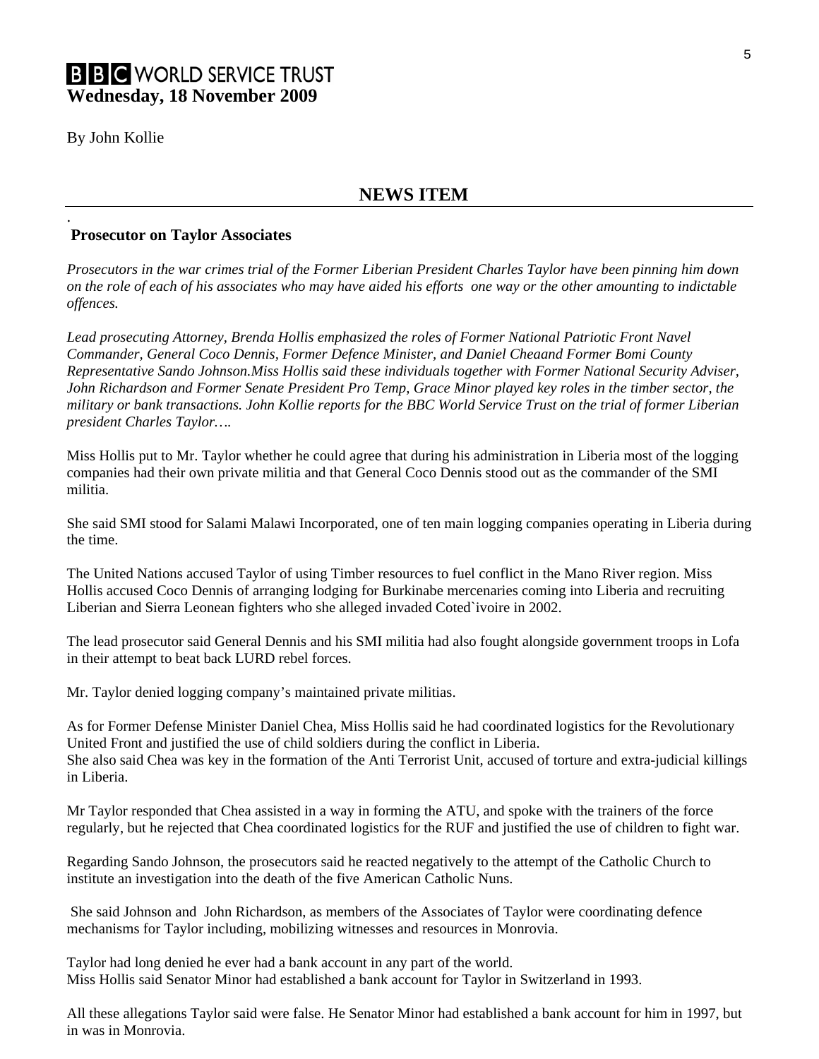**BBC WORLD SERVICE TRUST**
**Wednesday, 18 November 2009**

By John Kollie

## NEWS ITEM

.
### Prosecutor on Taylor Associates

*Prosecutors in the war crimes trial of the Former Liberian President Charles Taylor have been pinning him down on the role of each of his associates who may have aided his efforts one way or the other amounting to indictable offences.*

*Lead prosecuting Attorney, Brenda Hollis emphasized the roles of Former National Patriotic Front Navel Commander, General Coco Dennis, Former Defence Minister, and Daniel Cheaand Former Bomi County Representative Sando Johnson.Miss Hollis said these individuals together with Former National Security Adviser, John Richardson and Former Senate President Pro Temp, Grace Minor played key roles in the timber sector, the military or bank transactions. John Kollie reports for the BBC World Service Trust on the trial of former Liberian president Charles Taylor….*

Miss Hollis put to Mr. Taylor whether he could agree that during his administration in Liberia most of the logging companies had their own private militia and that General Coco Dennis stood out as the commander of the SMI militia.

She said SMI stood for Salami Malawi Incorporated, one of ten main logging companies operating in Liberia during the time.

The United Nations accused Taylor of using Timber resources to fuel conflict in the Mano River region. Miss Hollis accused Coco Dennis of arranging lodging for Burkinabe mercenaries coming into Liberia and recruiting Liberian and Sierra Leonean fighters who she alleged invaded Coted`ivoire in 2002.

The lead prosecutor said General Dennis and his SMI militia had also fought alongside government troops in Lofa in their attempt to beat back LURD rebel forces.

Mr. Taylor denied logging company's maintained private militias.

As for Former Defense Minister Daniel Chea, Miss Hollis said he had coordinated logistics for the Revolutionary United Front and justified the use of child soldiers during the conflict in Liberia.
She also said Chea was key in the formation of the Anti Terrorist Unit, accused of torture and extra-judicial killings in Liberia.

Mr Taylor responded that Chea assisted in a way in forming the ATU, and spoke with the trainers of the force regularly, but he rejected that Chea coordinated logistics for the RUF and justified the use of children to fight war.

Regarding Sando Johnson, the prosecutors said he reacted negatively to the attempt of the Catholic Church to institute an investigation into the death of the five American Catholic Nuns.

She said Johnson and John Richardson, as members of the Associates of Taylor were coordinating defence mechanisms for Taylor including, mobilizing witnesses and resources in Monrovia.

Taylor had long denied he ever had a bank account in any part of the world.
Miss Hollis said Senator Minor had established a bank account for Taylor in Switzerland in 1993.

All these allegations Taylor said were false. He Senator Minor had established a bank account for him in 1997, but in was in Monrovia.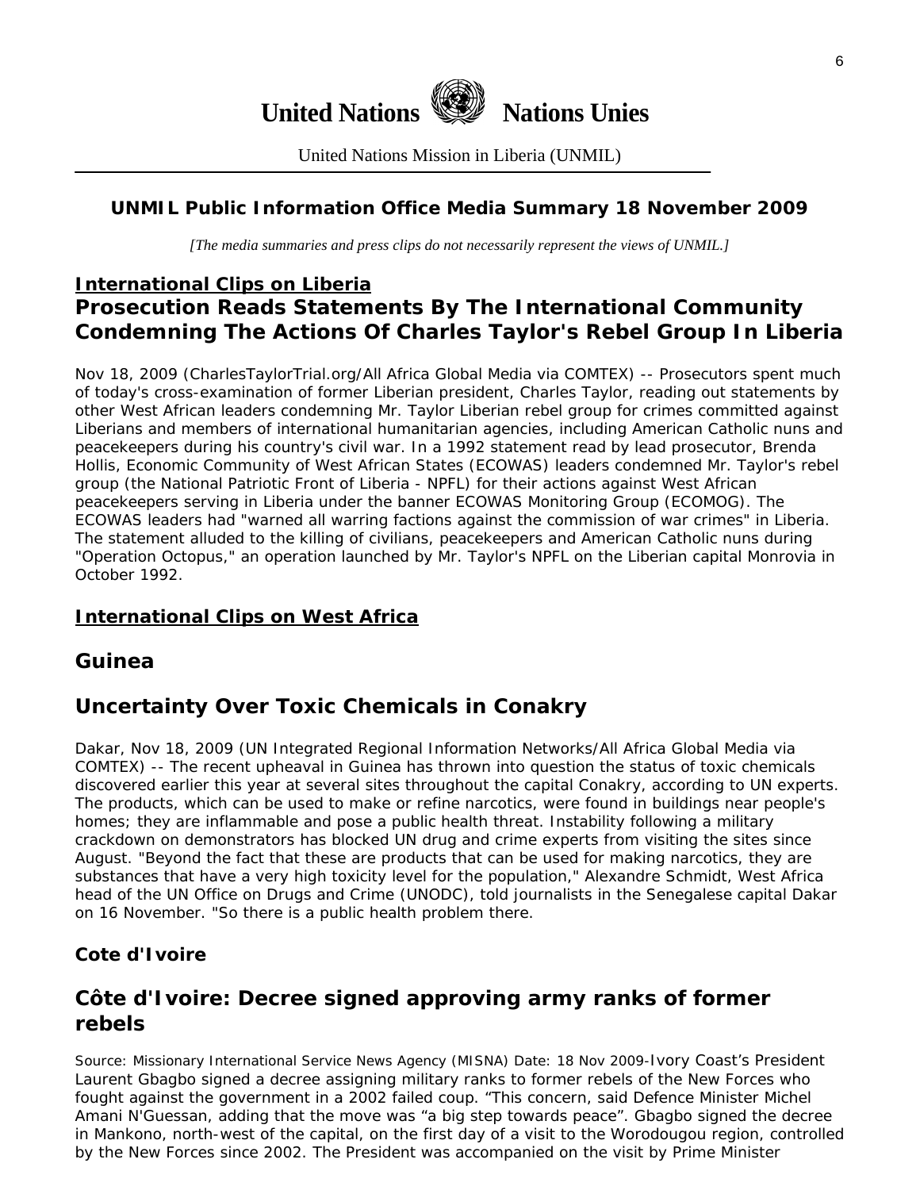# United Nations Nations Unies

United Nations Mission in Liberia (UNMIL)

**UNMIL Public Information Office Media Summary 18 November 2009**

*[The media summaries and press clips do not necessarily represent the views of UNMIL.]*

## International Clips on Liberia

## Prosecution Reads Statements By The International Community Condemning The Actions Of Charles Taylor's Rebel Group In Liberia

Nov 18, 2009 (CharlesTaylorTrial.org/All Africa Global Media via COMTEX) -- Prosecutors spent much of today's cross-examination of former Liberian president, Charles Taylor, reading out statements by other West African leaders condemning Mr. Taylor Liberian rebel group for crimes committed against Liberians and members of international humanitarian agencies, including American Catholic nuns and peacekeepers during his country's civil war. In a 1992 statement read by lead prosecutor, Brenda Hollis, Economic Community of West African States (ECOWAS) leaders condemned Mr. Taylor's rebel group (the National Patriotic Front of Liberia - NPFL) for their actions against West African peacekeepers serving in Liberia under the banner ECOWAS Monitoring Group (ECOMOG). The ECOWAS leaders had "warned all warring factions against the commission of war crimes" in Liberia. The statement alluded to the killing of civilians, peacekeepers and American Catholic nuns during "Operation Octopus," an operation launched by Mr. Taylor's NPFL on the Liberian capital Monrovia in October 1992.

## International Clips on West Africa

## Guinea

## Uncertainty Over Toxic Chemicals in Conakry

Dakar, Nov 18, 2009 (UN Integrated Regional Information Networks/All Africa Global Media via COMTEX) -- The recent upheaval in Guinea has thrown into question the status of toxic chemicals discovered earlier this year at several sites throughout the capital Conakry, according to UN experts. The products, which can be used to make or refine narcotics, were found in buildings near people's homes; they are inflammable and pose a public health threat. Instability following a military crackdown on demonstrators has blocked UN drug and crime experts from visiting the sites since August. "Beyond the fact that these are products that can be used for making narcotics, they are substances that have a very high toxicity level for the population," Alexandre Schmidt, West Africa head of the UN Office on Drugs and Crime (UNODC), told journalists in the Senegalese capital Dakar on 16 November. "So there is a public health problem there.

### Cote d'Ivoire

## Côte d'Ivoire: Decree signed approving army ranks of former rebels

Source: Missionary International Service News Agency (MISNA) Date: 18 Nov 2009-Ivory Coast's President Laurent Gbagbo signed a decree assigning military ranks to former rebels of the New Forces who fought against the government in a 2002 failed coup. "This concern, said Defence Minister Michel Amani N'Guessan, adding that the move was "a big step towards peace". Gbagbo signed the decree in Mankono, north-west of the capital, on the first day of a visit to the Worodougou region, controlled by the New Forces since 2002. The President was accompanied on the visit by Prime Minister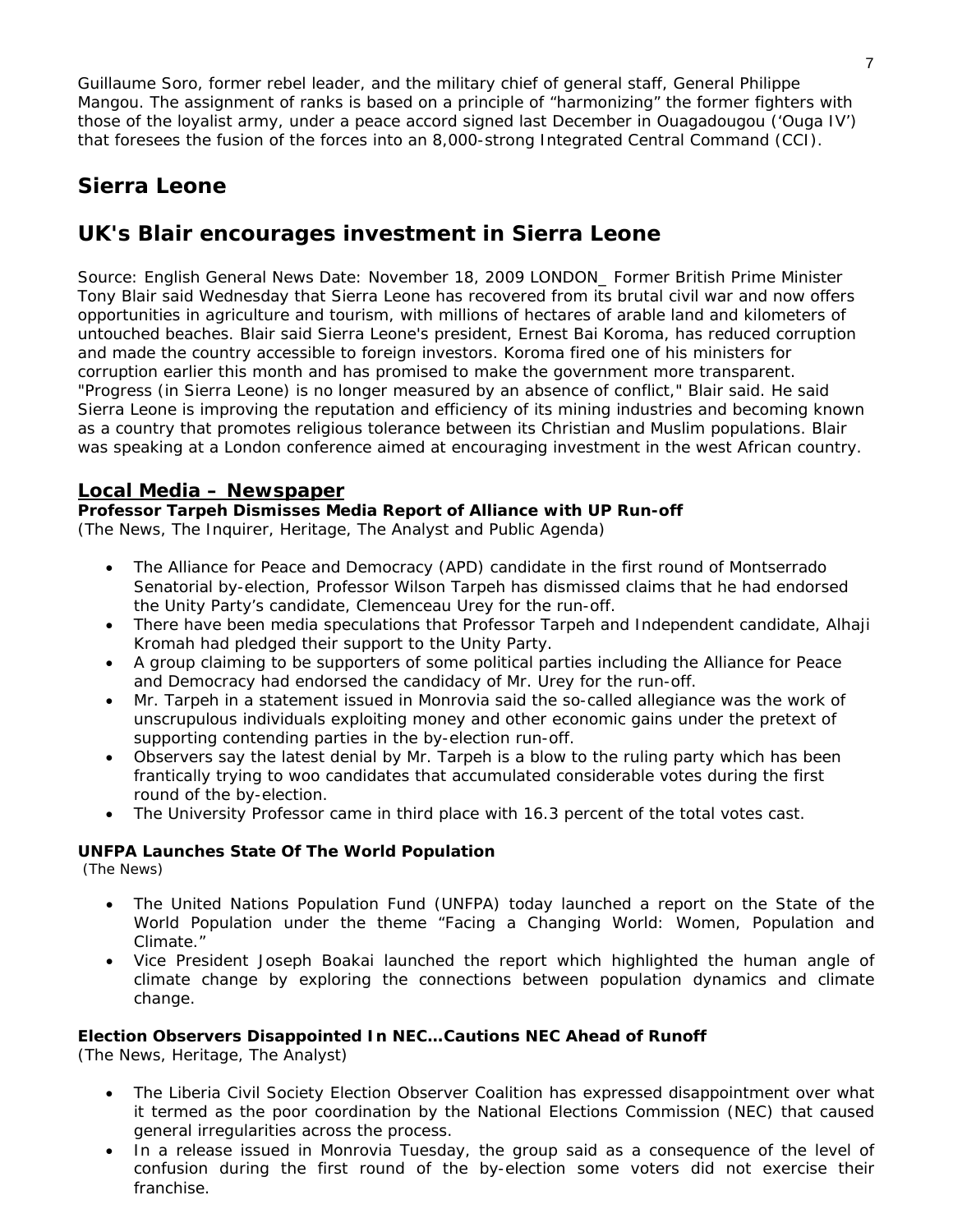Guillaume Soro, former rebel leader, and the military chief of general staff, General Philippe Mangou. The assignment of ranks is based on a principle of "harmonizing" the former fighters with those of the loyalist army, under a peace accord signed last December in Ouagadougou ('Ouga IV') that foresees the fusion of the forces into an 8,000-strong Integrated Central Command (CCI).

## Sierra Leone

## UK's Blair encourages investment in Sierra Leone

Source: English General News Date: November 18, 2009 LONDON_ Former British Prime Minister Tony Blair said Wednesday that Sierra Leone has recovered from its brutal civil war and now offers opportunities in agriculture and tourism, with millions of hectares of arable land and kilometers of untouched beaches. Blair said Sierra Leone's president, Ernest Bai Koroma, has reduced corruption and made the country accessible to foreign investors. Koroma fired one of his ministers for corruption earlier this month and has promised to make the government more transparent. "Progress (in Sierra Leone) is no longer measured by an absence of conflict," Blair said. He said Sierra Leone is improving the reputation and efficiency of its mining industries and becoming known as a country that promotes religious tolerance between its Christian and Muslim populations. Blair was speaking at a London conference aimed at encouraging investment in the west African country.

### Local Media – Newspaper

**Professor Tarpeh Dismisses Media Report of Alliance with UP Run-off**
(The News, The Inquirer, Heritage, The Analyst and Public Agenda)

- The Alliance for Peace and Democracy (APD) candidate in the first round of Montserrado Senatorial by-election, Professor Wilson Tarpeh has dismissed claims that he had endorsed the Unity Party's candidate, Clemenceau Urey for the run-off.
- There have been media speculations that Professor Tarpeh and Independent candidate, Alhaji Kromah had pledged their support to the Unity Party.
- A group claiming to be supporters of some political parties including the Alliance for Peace and Democracy had endorsed the candidacy of Mr. Urey for the run-off.
- Mr. Tarpeh in a statement issued in Monrovia said the so-called allegiance was the work of unscrupulous individuals exploiting money and other economic gains under the pretext of supporting contending parties in the by-election run-off.
- Observers say the latest denial by Mr. Tarpeh is a blow to the ruling party which has been frantically trying to woo candidates that accumulated considerable votes during the first round of the by-election.
- The University Professor came in third place with 16.3 percent of the total votes cast.

**UNFPA Launches State Of The World Population**
(The News)

- The United Nations Population Fund (UNFPA) today launched a report on the State of the World Population under the theme "Facing a Changing World: Women, Population and Climate."
- Vice President Joseph Boakai launched the report which highlighted the human angle of climate change by exploring the connections between population dynamics and climate change.

**Election Observers Disappointed In NEC…Cautions NEC Ahead of Runoff**
(The News, Heritage, The Analyst)

- The Liberia Civil Society Election Observer Coalition has expressed disappointment over what it termed as the poor coordination by the National Elections Commission (NEC) that caused general irregularities across the process.
- In a release issued in Monrovia Tuesday, the group said as a consequence of the level of confusion during the first round of the by-election some voters did not exercise their franchise.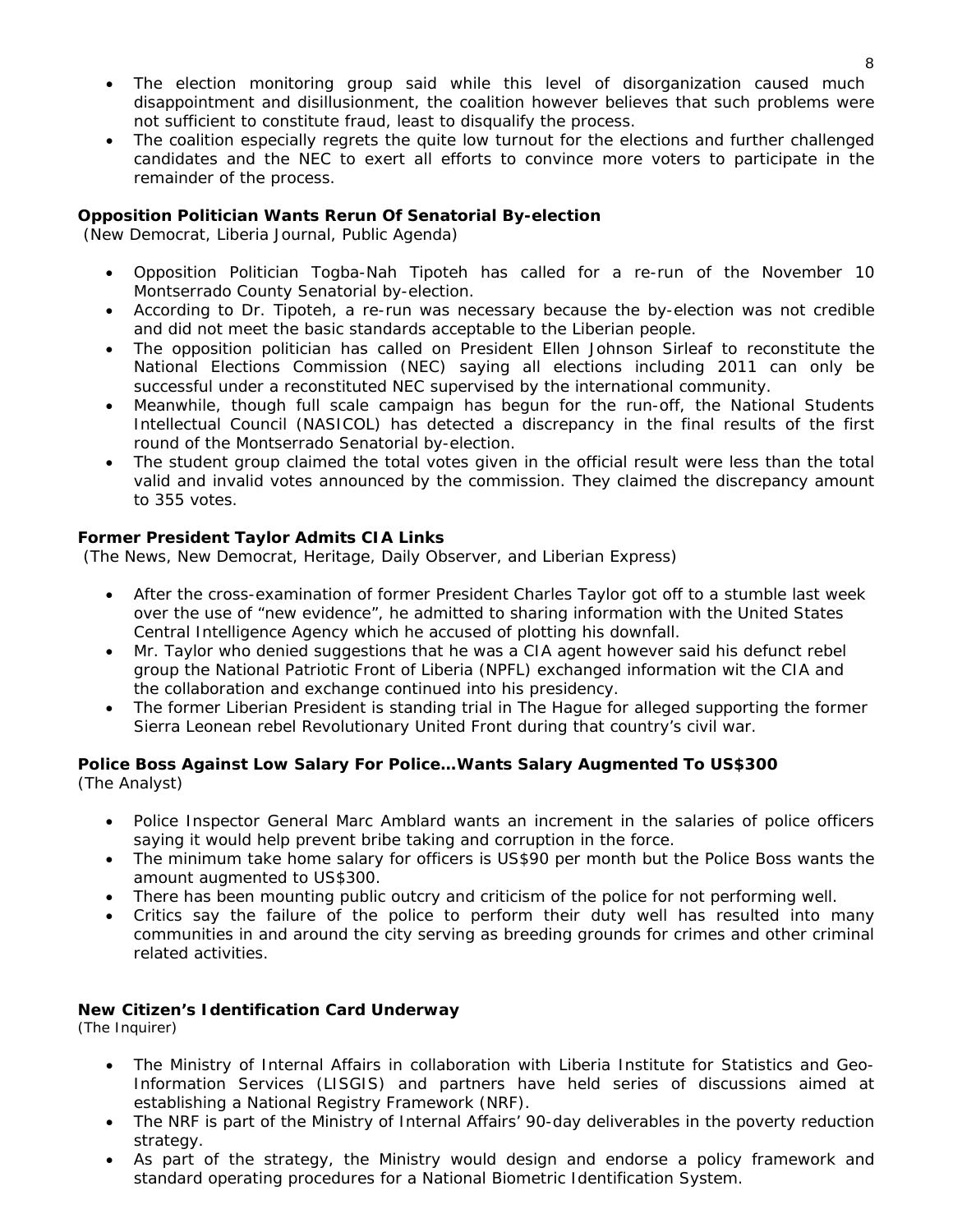- The election monitoring group said while this level of disorganization caused much disappointment and disillusionment, the coalition however believes that such problems were not sufficient to constitute fraud, least to disqualify the process.
- The coalition especially regrets the quite low turnout for the elections and further challenged candidates and the NEC to exert all efforts to convince more voters to participate in the remainder of the process.

**Opposition Politician Wants Rerun Of Senatorial By-election**
(New Democrat, Liberia Journal, Public Agenda)

- Opposition Politician Togba-Nah Tipoteh has called for a re-run of the November 10 Montserrado County Senatorial by-election.
- According to Dr. Tipoteh, a re-run was necessary because the by-election was not credible and did not meet the basic standards acceptable to the Liberian people.
- The opposition politician has called on President Ellen Johnson Sirleaf to reconstitute the National Elections Commission (NEC) saying all elections including 2011 can only be successful under a reconstituted NEC supervised by the international community.
- Meanwhile, though full scale campaign has begun for the run-off, the National Students Intellectual Council (NASICOL) has detected a discrepancy in the final results of the first round of the Montserrado Senatorial by-election.
- The student group claimed the total votes given in the official result were less than the total valid and invalid votes announced by the commission. They claimed the discrepancy amount to 355 votes.

**Former President Taylor Admits CIA Links**
(The News, New Democrat, Heritage, Daily Observer, and Liberian Express)

- After the cross-examination of former President Charles Taylor got off to a stumble last week over the use of "new evidence", he admitted to sharing information with the United States Central Intelligence Agency which he accused of plotting his downfall.
- Mr. Taylor who denied suggestions that he was a CIA agent however said his defunct rebel group the National Patriotic Front of Liberia (NPFL) exchanged information wit the CIA and the collaboration and exchange continued into his presidency.
- The former Liberian President is standing trial in The Hague for alleged supporting the former Sierra Leonean rebel Revolutionary United Front during that country's civil war.

**Police Boss Against Low Salary For Police…Wants Salary Augmented To US$300**
(The Analyst)

- Police Inspector General Marc Amblard wants an increment in the salaries of police officers saying it would help prevent bribe taking and corruption in the force.
- The minimum take home salary for officers is US$90 per month but the Police Boss wants the amount augmented to US$300.
- There has been mounting public outcry and criticism of the police for not performing well.
- Critics say the failure of the police to perform their duty well has resulted into many communities in and around the city serving as breeding grounds for crimes and other criminal related activities.

**New Citizen's Identification Card Underway**
(The Inquirer)

- The Ministry of Internal Affairs in collaboration with Liberia Institute for Statistics and Geo-Information Services (LISGIS) and partners have held series of discussions aimed at establishing a National Registry Framework (NRF).
- The NRF is part of the Ministry of Internal Affairs' 90-day deliverables in the poverty reduction strategy.
- As part of the strategy, the Ministry would design and endorse a policy framework and standard operating procedures for a National Biometric Identification System.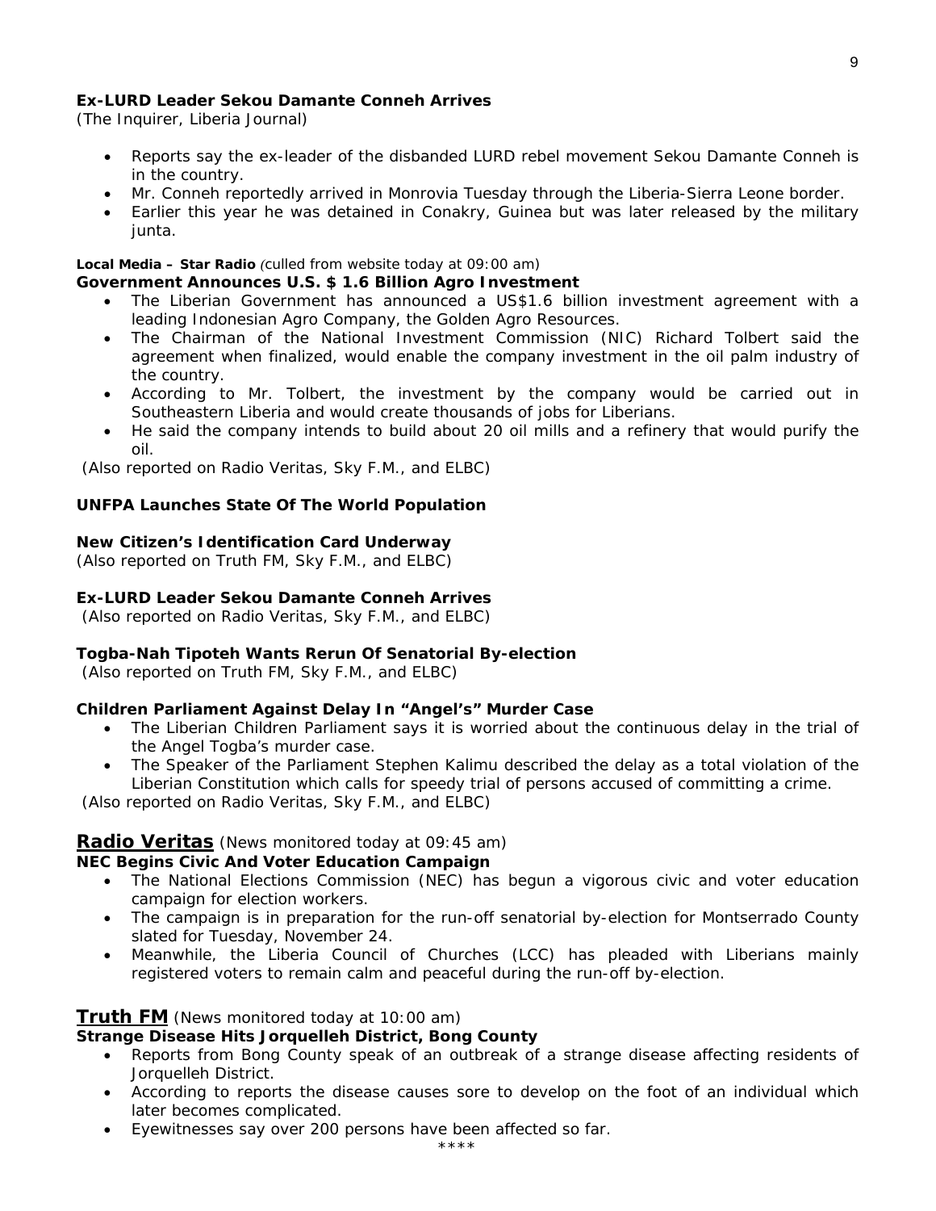**Ex-LURD Leader Sekou Damante Conneh Arrives**
*(The Inquirer, Liberia Journal)*

- Reports say the ex-leader of the disbanded LURD rebel movement Sekou Damante Conneh is in the country.
- Mr. Conneh reportedly arrived in Monrovia Tuesday through the Liberia-Sierra Leone border.
- Earlier this year he was detained in Conakry, Guinea but was later released by the military junta.

**Local Media – Star Radio** *(culled from website today at 09:00 am)*

**Government Announces U.S. $ 1.6 Billion Agro Investment**

- The Liberian Government has announced a US$1.6 billion investment agreement with a leading Indonesian Agro Company, the Golden Agro Resources.
- The Chairman of the National Investment Commission (NIC) Richard Tolbert said the agreement when finalized, would enable the company investment in the oil palm industry of the country.
- According to Mr. Tolbert, the investment by the company would be carried out in Southeastern Liberia and would create thousands of jobs for Liberians.
- He said the company intends to build about 20 oil mills and a refinery that would purify the oil.

*(Also reported on Radio Veritas, Sky F.M., and ELBC)*

**UNFPA Launches State Of The World Population**

**New Citizen's Identification Card Underway**
*(Also reported on Truth FM, Sky F.M., and ELBC)*

**Ex-LURD Leader Sekou Damante Conneh Arrives**
*(Also reported on Radio Veritas, Sky F.M., and ELBC)*

**Togba-Nah Tipoteh Wants Rerun Of Senatorial By-election**
*(Also reported on Truth FM, Sky F.M., and ELBC)*

**Children Parliament Against Delay In "Angel's" Murder Case**

- The Liberian Children Parliament says it is worried about the continuous delay in the trial of the Angel Togba's murder case.
- The Speaker of the Parliament Stephen Kalimu described the delay as a total violation of the Liberian Constitution which calls for speedy trial of persons accused of committing a crime.

*(Also reported on Radio Veritas, Sky F.M., and ELBC)*

## Radio Veritas *(News monitored today at 09:45 am)*

**NEC Begins Civic And Voter Education Campaign**

- The National Elections Commission (NEC) has begun a vigorous civic and voter education campaign for election workers.
- The campaign is in preparation for the run-off senatorial by-election for Montserrado County slated for Tuesday, November 24.
- Meanwhile, the Liberia Council of Churches (LCC) has pleaded with Liberians mainly registered voters to remain calm and peaceful during the run-off by-election.

## Truth FM *(News monitored today at 10:00 am)*

**Strange Disease Hits Jorquelleh District, Bong County**

- Reports from Bong County speak of an outbreak of a strange disease affecting residents of Jorquelleh District.
- According to reports the disease causes sore to develop on the foot of an individual which later becomes complicated.
- Eyewitnesses say over 200 persons have been affected so far.

\*\*\*\*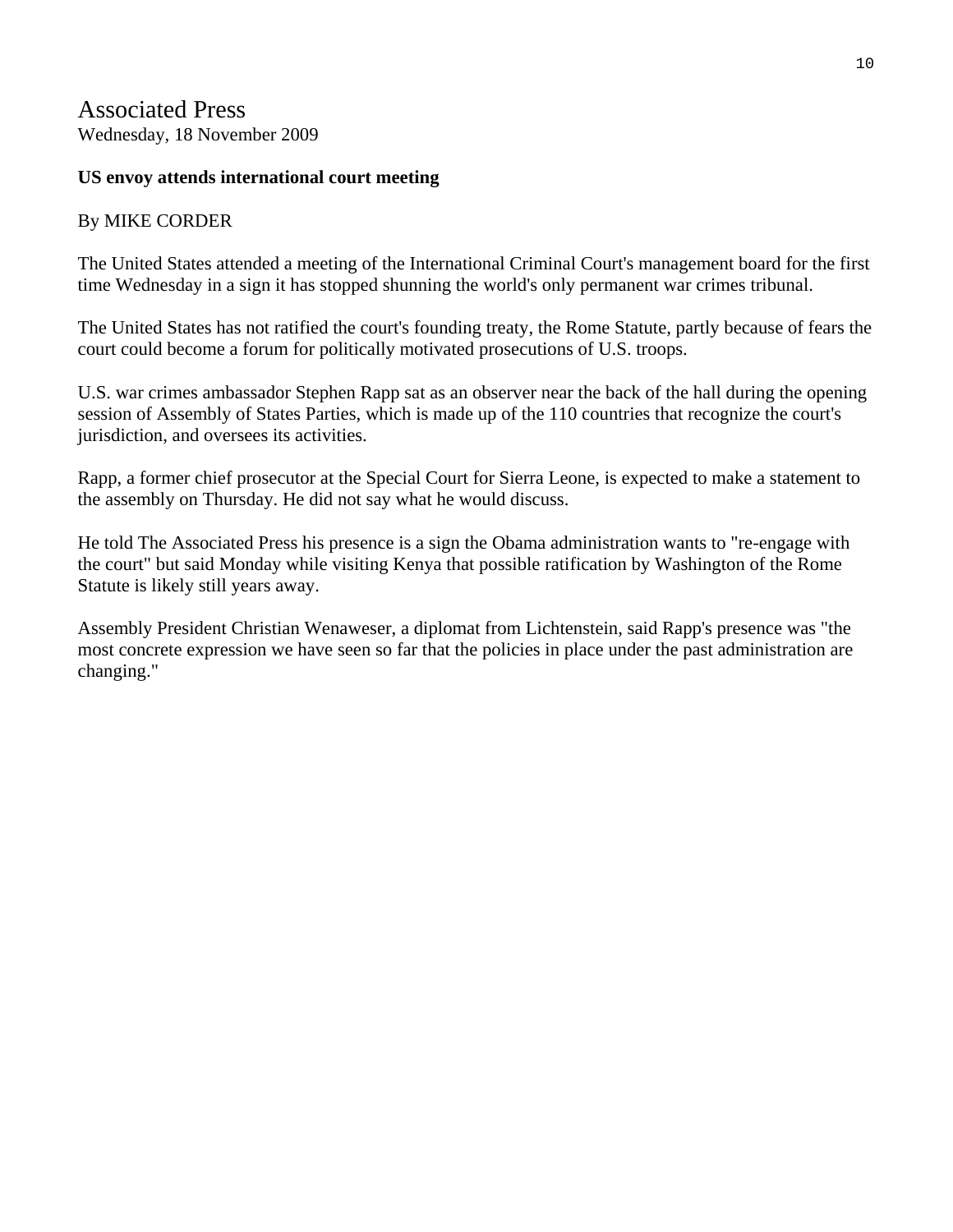# Associated Press

Wednesday, 18 November 2009

**US envoy attends international court meeting**

By MIKE CORDER

The United States attended a meeting of the International Criminal Court's management board for the first time Wednesday in a sign it has stopped shunning the world's only permanent war crimes tribunal.

The United States has not ratified the court's founding treaty, the Rome Statute, partly because of fears the court could become a forum for politically motivated prosecutions of U.S. troops.

U.S. war crimes ambassador Stephen Rapp sat as an observer near the back of the hall during the opening session of Assembly of States Parties, which is made up of the 110 countries that recognize the court's jurisdiction, and oversees its activities.

Rapp, a former chief prosecutor at the Special Court for Sierra Leone, is expected to make a statement to the assembly on Thursday. He did not say what he would discuss.

He told The Associated Press his presence is a sign the Obama administration wants to "re-engage with the court" but said Monday while visiting Kenya that possible ratification by Washington of the Rome Statute is likely still years away.

Assembly President Christian Wenaweser, a diplomat from Lichtenstein, said Rapp's presence was "the most concrete expression we have seen so far that the policies in place under the past administration are changing."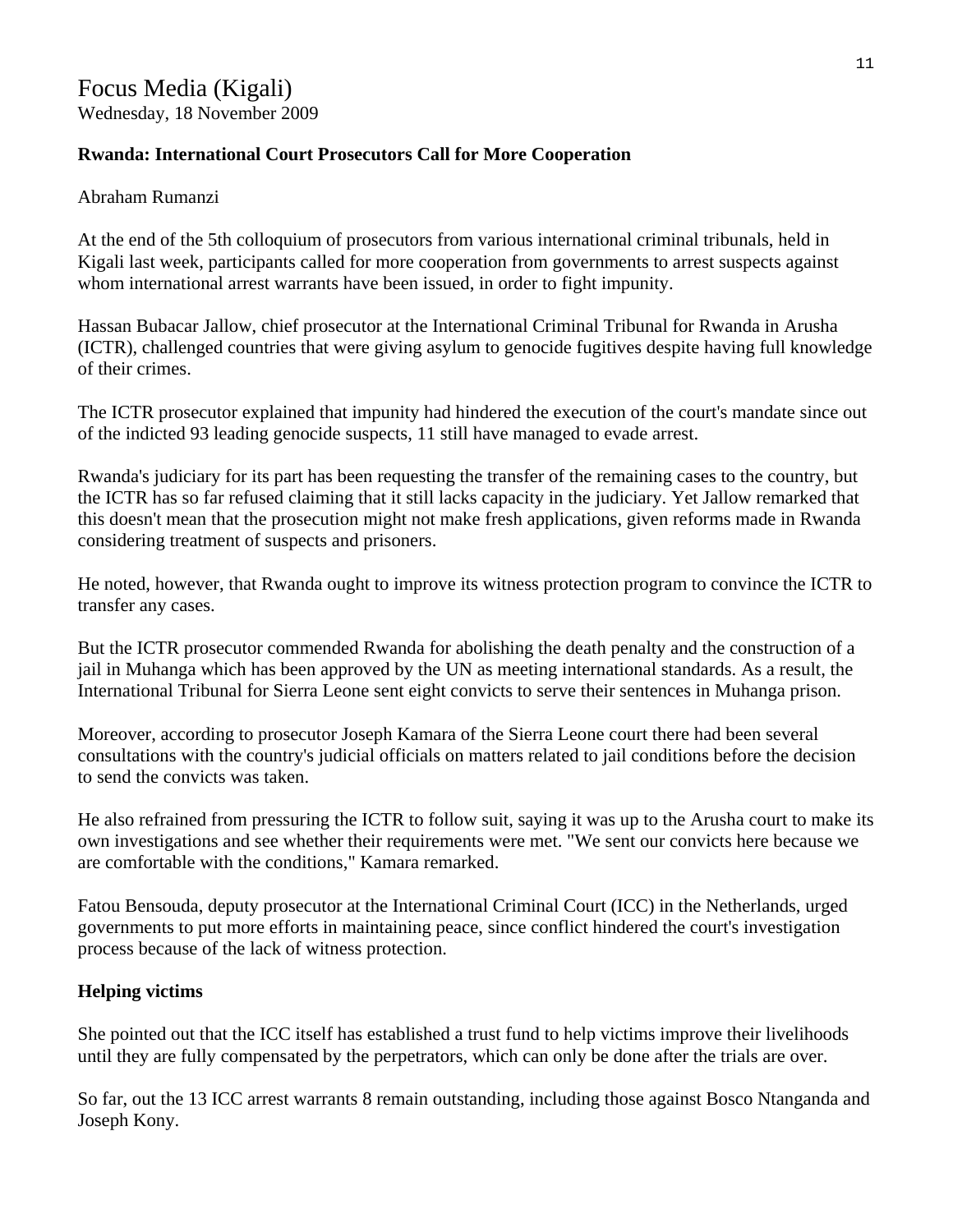Focus Media (Kigali)
Wednesday, 18 November 2009

**Rwanda: International Court Prosecutors Call for More Cooperation**

Abraham Rumanzi

At the end of the 5th colloquium of prosecutors from various international criminal tribunals, held in Kigali last week, participants called for more cooperation from governments to arrest suspects against whom international arrest warrants have been issued, in order to fight impunity.

Hassan Bubacar Jallow, chief prosecutor at the International Criminal Tribunal for Rwanda in Arusha (ICTR), challenged countries that were giving asylum to genocide fugitives despite having full knowledge of their crimes.

The ICTR prosecutor explained that impunity had hindered the execution of the court's mandate since out of the indicted 93 leading genocide suspects, 11 still have managed to evade arrest.

Rwanda's judiciary for its part has been requesting the transfer of the remaining cases to the country, but the ICTR has so far refused claiming that it still lacks capacity in the judiciary. Yet Jallow remarked that this doesn't mean that the prosecution might not make fresh applications, given reforms made in Rwanda considering treatment of suspects and prisoners.

He noted, however, that Rwanda ought to improve its witness protection program to convince the ICTR to transfer any cases.

But the ICTR prosecutor commended Rwanda for abolishing the death penalty and the construction of a jail in Muhanga which has been approved by the UN as meeting international standards. As a result, the International Tribunal for Sierra Leone sent eight convicts to serve their sentences in Muhanga prison.

Moreover, according to prosecutor Joseph Kamara of the Sierra Leone court there had been several consultations with the country's judicial officials on matters related to jail conditions before the decision to send the convicts was taken.

He also refrained from pressuring the ICTR to follow suit, saying it was up to the Arusha court to make its own investigations and see whether their requirements were met. "We sent our convicts here because we are comfortable with the conditions," Kamara remarked.

Fatou Bensouda, deputy prosecutor at the International Criminal Court (ICC) in the Netherlands, urged governments to put more efforts in maintaining peace, since conflict hindered the court's investigation process because of the lack of witness protection.

**Helping victims**

She pointed out that the ICC itself has established a trust fund to help victims improve their livelihoods until they are fully compensated by the perpetrators, which can only be done after the trials are over.

So far, out the 13 ICC arrest warrants 8 remain outstanding, including those against Bosco Ntanganda and Joseph Kony.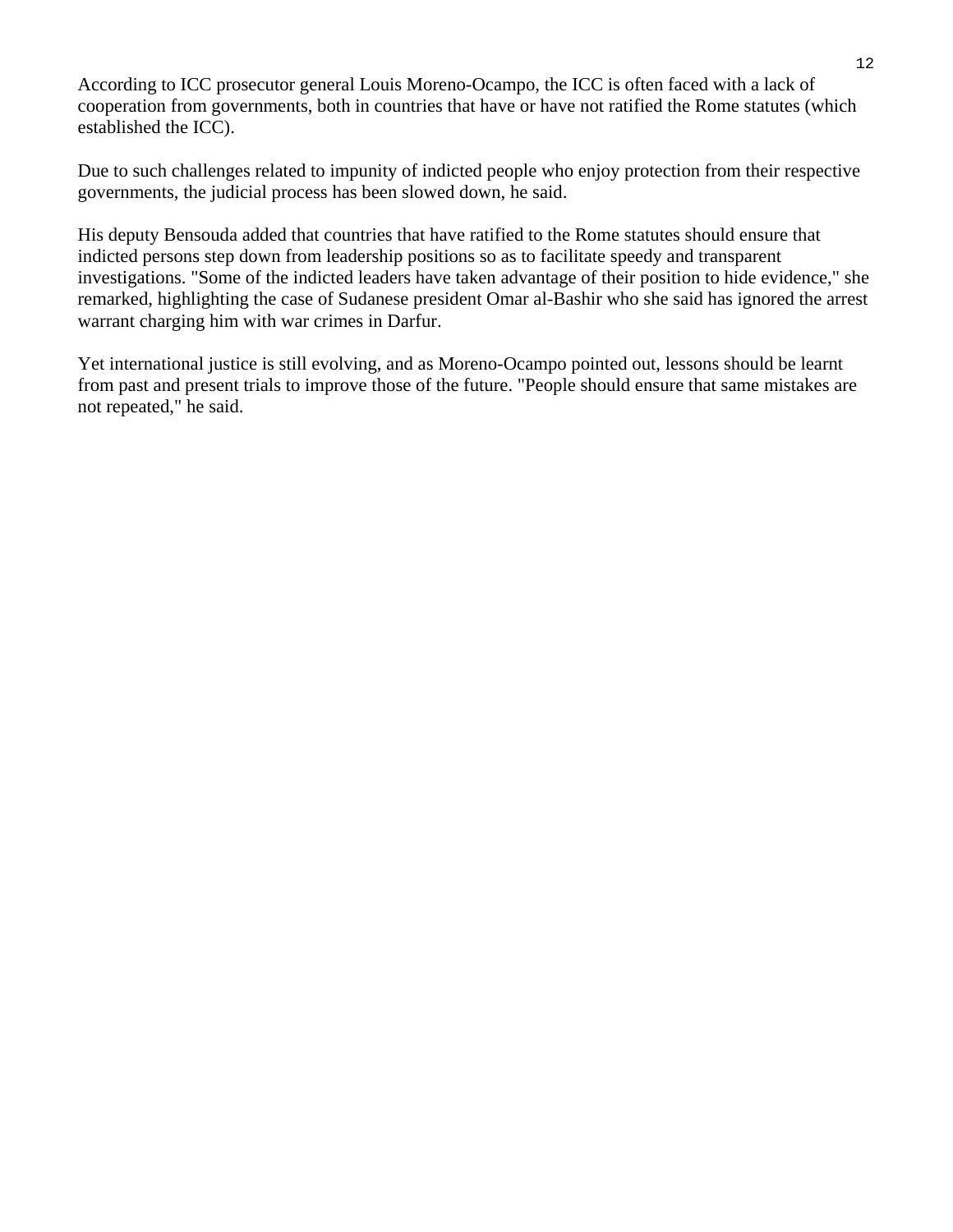According to ICC prosecutor general Louis Moreno-Ocampo, the ICC is often faced with a lack of cooperation from governments, both in countries that have or have not ratified the Rome statutes (which established the ICC).

Due to such challenges related to impunity of indicted people who enjoy protection from their respective governments, the judicial process has been slowed down, he said.

His deputy Bensouda added that countries that have ratified to the Rome statutes should ensure that indicted persons step down from leadership positions so as to facilitate speedy and transparent investigations. "Some of the indicted leaders have taken advantage of their position to hide evidence," she remarked, highlighting the case of Sudanese president Omar al-Bashir who she said has ignored the arrest warrant charging him with war crimes in Darfur.

Yet international justice is still evolving, and as Moreno-Ocampo pointed out, lessons should be learnt from past and present trials to improve those of the future. "People should ensure that same mistakes are not repeated," he said.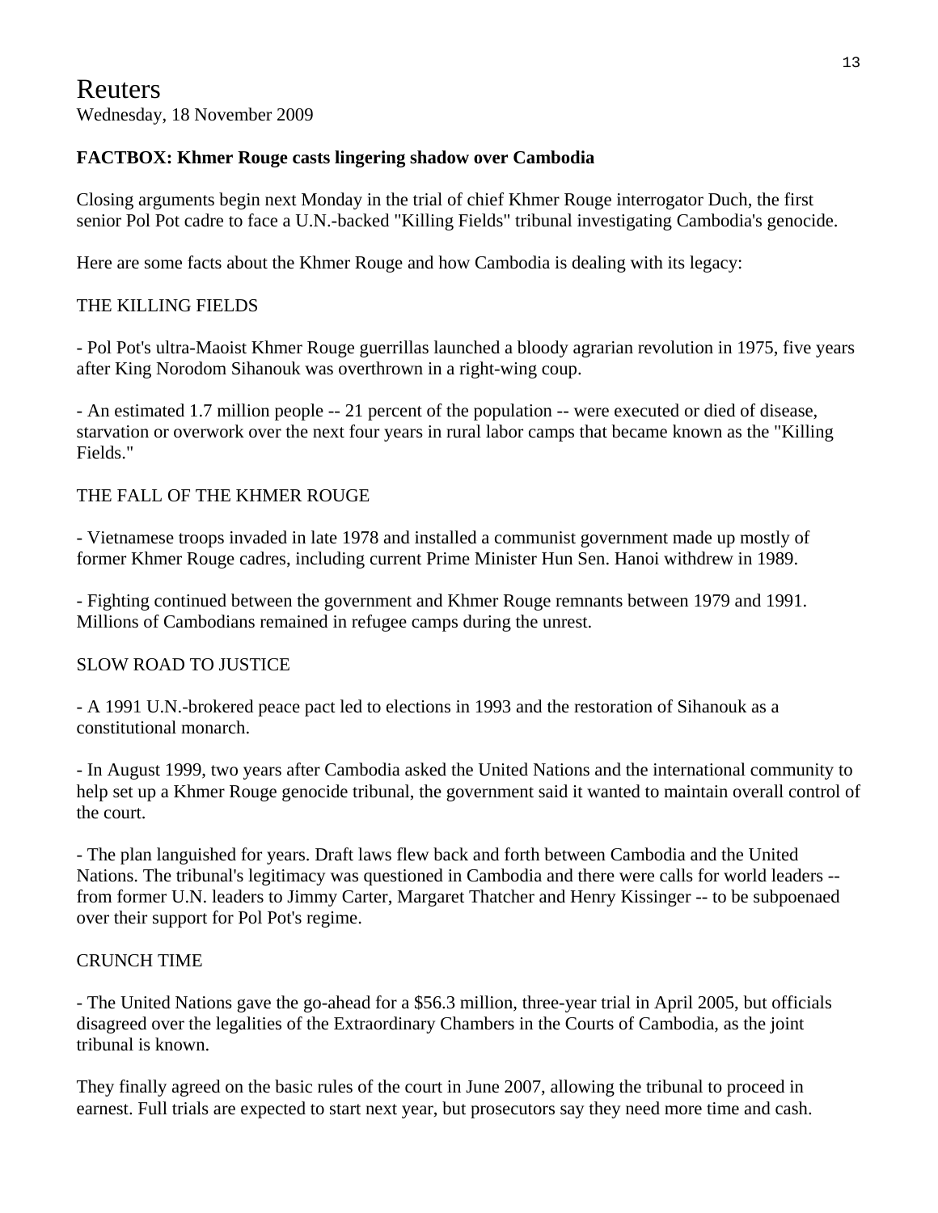Reuters
Wednesday, 18 November 2009

**FACTBOX: Khmer Rouge casts lingering shadow over Cambodia**

Closing arguments begin next Monday in the trial of chief Khmer Rouge interrogator Duch, the first senior Pol Pot cadre to face a U.N.-backed "Killing Fields" tribunal investigating Cambodia's genocide.

Here are some facts about the Khmer Rouge and how Cambodia is dealing with its legacy:

THE KILLING FIELDS

- Pol Pot's ultra-Maoist Khmer Rouge guerrillas launched a bloody agrarian revolution in 1975, five years after King Norodom Sihanouk was overthrown in a right-wing coup.

- An estimated 1.7 million people -- 21 percent of the population -- were executed or died of disease, starvation or overwork over the next four years in rural labor camps that became known as the "Killing Fields."

THE FALL OF THE KHMER ROUGE

- Vietnamese troops invaded in late 1978 and installed a communist government made up mostly of former Khmer Rouge cadres, including current Prime Minister Hun Sen. Hanoi withdrew in 1989.

- Fighting continued between the government and Khmer Rouge remnants between 1979 and 1991. Millions of Cambodians remained in refugee camps during the unrest.

SLOW ROAD TO JUSTICE

- A 1991 U.N.-brokered peace pact led to elections in 1993 and the restoration of Sihanouk as a constitutional monarch.

- In August 1999, two years after Cambodia asked the United Nations and the international community to help set up a Khmer Rouge genocide tribunal, the government said it wanted to maintain overall control of the court.

- The plan languished for years. Draft laws flew back and forth between Cambodia and the United Nations. The tribunal's legitimacy was questioned in Cambodia and there were calls for world leaders -- from former U.N. leaders to Jimmy Carter, Margaret Thatcher and Henry Kissinger -- to be subpoenaed over their support for Pol Pot's regime.

CRUNCH TIME

- The United Nations gave the go-ahead for a $56.3 million, three-year trial in April 2005, but officials disagreed over the legalities of the Extraordinary Chambers in the Courts of Cambodia, as the joint tribunal is known.

They finally agreed on the basic rules of the court in June 2007, allowing the tribunal to proceed in earnest. Full trials are expected to start next year, but prosecutors say they need more time and cash.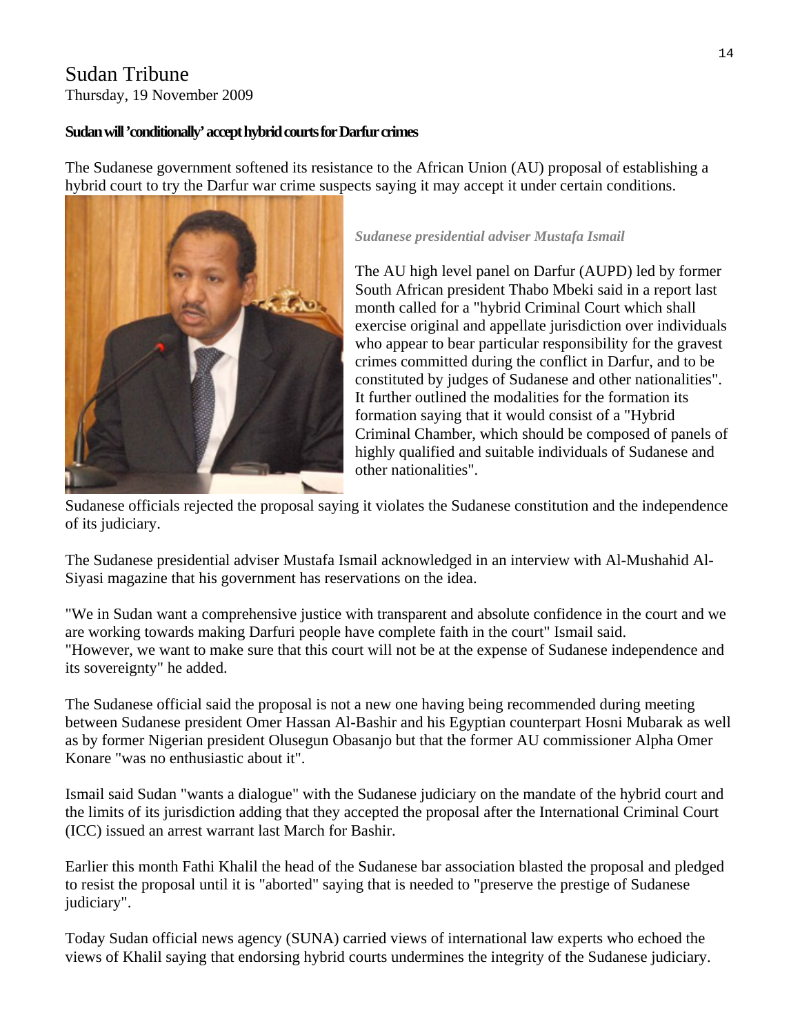Sudan Tribune
Thursday, 19 November 2009

**Sudan will 'conditionally' accept hybrid courts for Darfur crimes**

The Sudanese government softened its resistance to the African Union (AU) proposal of establishing a hybrid court to try the Darfur war crime suspects saying it may accept it under certain conditions.

*Sudanese presidential adviser Mustafa Ismail*

The AU high level panel on Darfur (AUPD) led by former South African president Thabo Mbeki said in a report last month called for a "hybrid Criminal Court which shall exercise original and appellate jurisdiction over individuals who appear to bear particular responsibility for the gravest crimes committed during the conflict in Darfur, and to be constituted by judges of Sudanese and other nationalities". It further outlined the modalities for the formation its formation saying that it would consist of a "Hybrid Criminal Chamber, which should be composed of panels of highly qualified and suitable individuals of Sudanese and other nationalities".

Sudanese officials rejected the proposal saying it violates the Sudanese constitution and the independence of its judiciary.

The Sudanese presidential adviser Mustafa Ismail acknowledged in an interview with Al-Mushahid Al-Siyasi magazine that his government has reservations on the idea.

"We in Sudan want a comprehensive justice with transparent and absolute confidence in the court and we are working towards making Darfuri people have complete faith in the court" Ismail said. "However, we want to make sure that this court will not be at the expense of Sudanese independence and its sovereignty" he added.

The Sudanese official said the proposal is not a new one having being recommended during meeting between Sudanese president Omer Hassan Al-Bashir and his Egyptian counterpart Hosni Mubarak as well as by former Nigerian president Olusegun Obasanjo but that the former AU commissioner Alpha Omer Konare "was no enthusiastic about it".

Ismail said Sudan "wants a dialogue" with the Sudanese judiciary on the mandate of the hybrid court and the limits of its jurisdiction adding that they accepted the proposal after the International Criminal Court (ICC) issued an arrest warrant last March for Bashir.

Earlier this month Fathi Khalil the head of the Sudanese bar association blasted the proposal and pledged to resist the proposal until it is "aborted" saying that is needed to "preserve the prestige of Sudanese judiciary".

Today Sudan official news agency (SUNA) carried views of international law experts who echoed the views of Khalil saying that endorsing hybrid courts undermines the integrity of the Sudanese judiciary.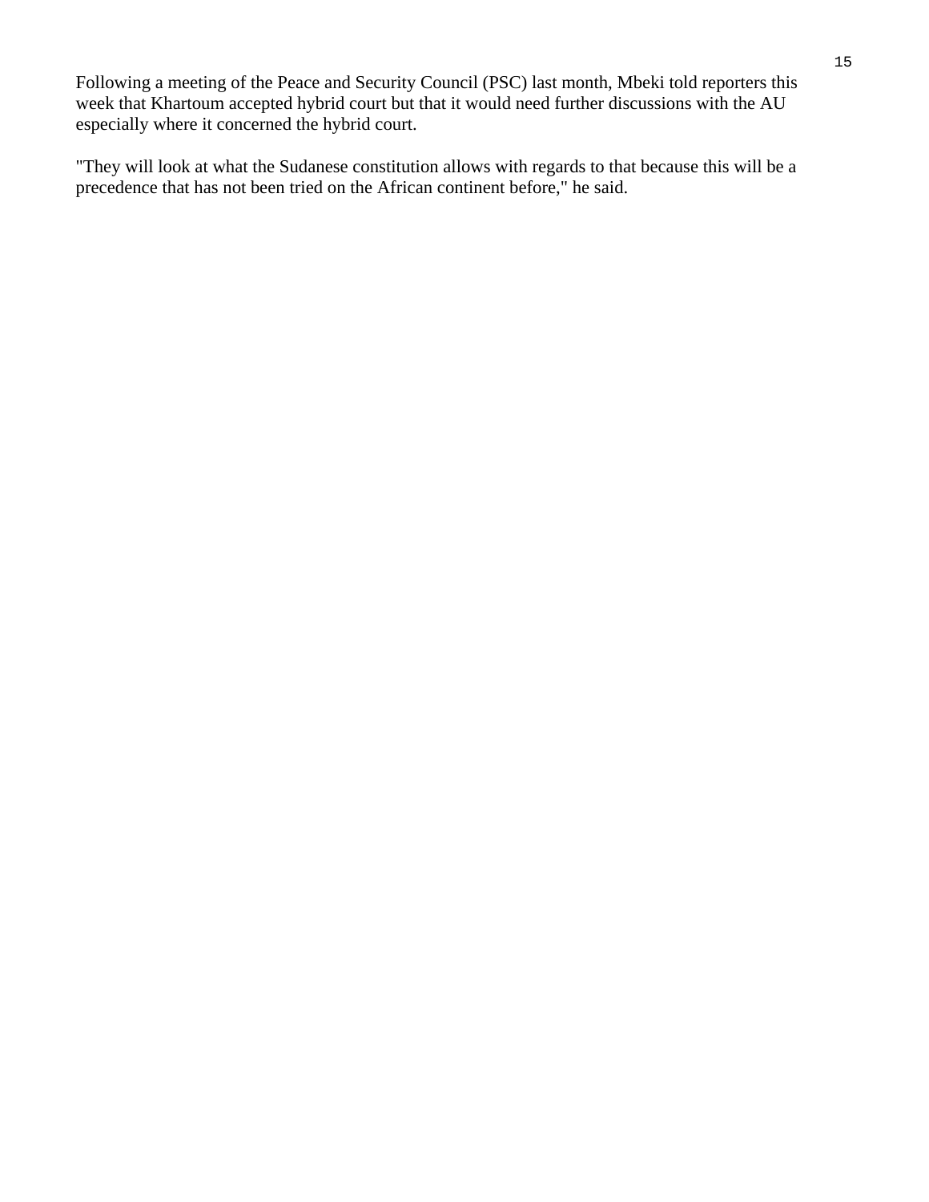Following a meeting of the Peace and Security Council (PSC) last month, Mbeki told reporters this week that Khartoum accepted hybrid court but that it would need further discussions with the AU especially where it concerned the hybrid court.

"They will look at what the Sudanese constitution allows with regards to that because this will be a precedence that has not been tried on the African continent before," he said.